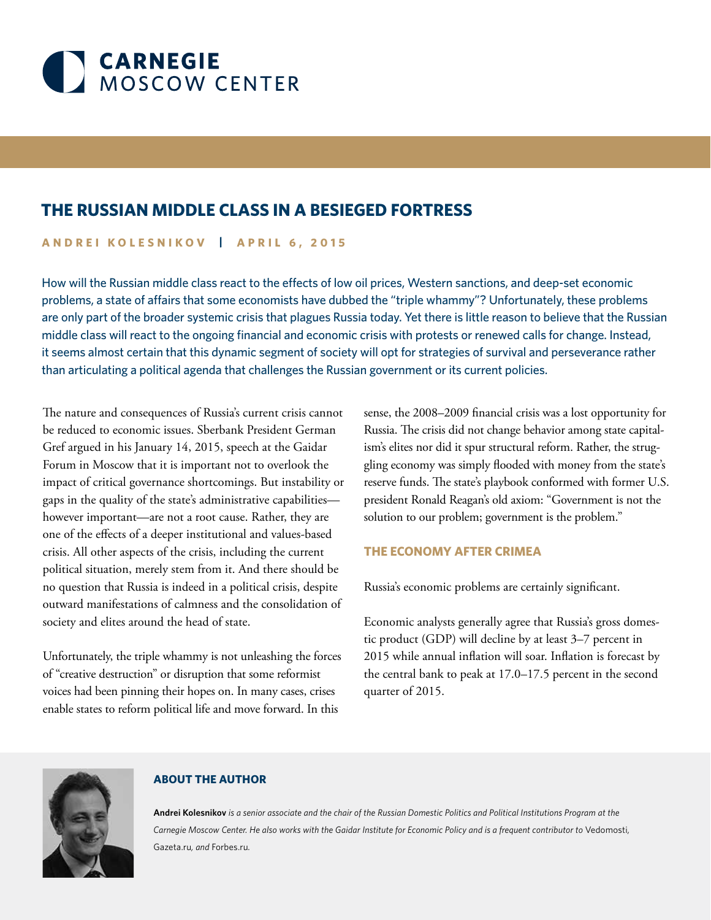**CARNEGIE**
MOSCOW CENTER

# THE RUSSIAN MIDDLE CLASS IN A BESIEGED FORTRESS

**ANDREI KOLESNIKOV | APRIL 6, 2015**

How will the Russian middle class react to the effects of low oil prices, Western sanctions, and deep-set economic problems, a state of affairs that some economists have dubbed the "triple whammy"? Unfortunately, these problems are only part of the broader systemic crisis that plagues Russia today. Yet there is little reason to believe that the Russian middle class will react to the ongoing financial and economic crisis with protests or renewed calls for change. Instead, it seems almost certain that this dynamic segment of society will opt for strategies of survival and perseverance rather than articulating a political agenda that challenges the Russian government or its current policies.

The nature and consequences of Russia's current crisis cannot be reduced to economic issues. Sberbank President German Gref argued in his January 14, 2015, speech at the Gaidar Forum in Moscow that it is important not to overlook the impact of critical governance shortcomings. But instability or gaps in the quality of the state's administrative capabilities—however important—are not a root cause. Rather, they are one of the effects of a deeper institutional and values-based crisis. All other aspects of the crisis, including the current political situation, merely stem from it. And there should be no question that Russia is indeed in a political crisis, despite outward manifestations of calmness and the consolidation of society and elites around the head of state.

Unfortunately, the triple whammy is not unleashing the forces of "creative destruction" or disruption that some reformist voices had been pinning their hopes on. In many cases, crises enable states to reform political life and move forward. In this sense, the 2008–2009 financial crisis was a lost opportunity for Russia. The crisis did not change behavior among state capitalism's elites nor did it spur structural reform. Rather, the struggling economy was simply flooded with money from the state's reserve funds. The state's playbook conformed with former U.S. president Ronald Reagan's old axiom: "Government is not the solution to our problem; government is the problem."

## THE ECONOMY AFTER CRIMEA

Russia's economic problems are certainly significant.

Economic analysts generally agree that Russia's gross domestic product (GDP) will decline by at least 3–7 percent in 2015 while annual inflation will soar. Inflation is forecast by the central bank to peak at 17.0–17.5 percent in the second quarter of 2015.

### ABOUT THE AUTHOR

**Andrei Kolesnikov** *is a senior associate and the chair of the Russian Domestic Politics and Political Institutions Program at the Carnegie Moscow Center. He also works with the Gaidar Institute for Economic Policy and is a frequent contributor to* Vedomosti, Gazeta.ru, *and* Forbes.ru.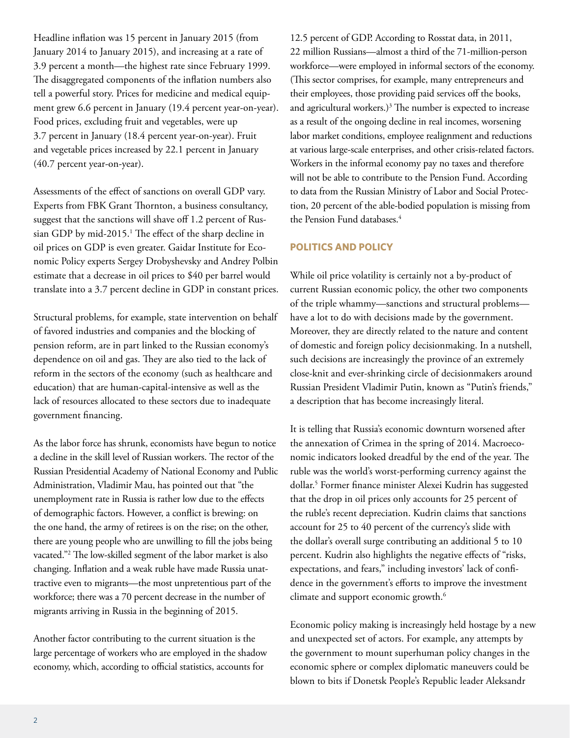Headline inflation was 15 percent in January 2015 (from January 2014 to January 2015), and increasing at a rate of 3.9 percent a month—the highest rate since February 1999. The disaggregated components of the inflation numbers also tell a powerful story. Prices for medicine and medical equipment grew 6.6 percent in January (19.4 percent year-on-year). Food prices, excluding fruit and vegetables, were up 3.7 percent in January (18.4 percent year-on-year). Fruit and vegetable prices increased by 22.1 percent in January (40.7 percent year-on-year).

Assessments of the effect of sanctions on overall GDP vary. Experts from FBK Grant Thornton, a business consultancy, suggest that the sanctions will shave off 1.2 percent of Russian GDP by mid-2015.[1] The effect of the sharp decline in oil prices on GDP is even greater. Gaidar Institute for Economic Policy experts Sergey Drobyshevsky and Andrey Polbin estimate that a decrease in oil prices to $40 per barrel would translate into a 3.7 percent decline in GDP in constant prices.

Structural problems, for example, state intervention on behalf of favored industries and companies and the blocking of pension reform, are in part linked to the Russian economy's dependence on oil and gas. They are also tied to the lack of reform in the sectors of the economy (such as healthcare and education) that are human-capital-intensive as well as the lack of resources allocated to these sectors due to inadequate government financing.

As the labor force has shrunk, economists have begun to notice a decline in the skill level of Russian workers. The rector of the Russian Presidential Academy of National Economy and Public Administration, Vladimir Mau, has pointed out that "the unemployment rate in Russia is rather low due to the effects of demographic factors. However, a conflict is brewing: on the one hand, the army of retirees is on the rise; on the other, there are young people who are unwilling to fill the jobs being vacated."[2] The low-skilled segment of the labor market is also changing. Inflation and a weak ruble have made Russia unattractive even to migrants—the most unpretentious part of the workforce; there was a 70 percent decrease in the number of migrants arriving in Russia in the beginning of 2015.

Another factor contributing to the current situation is the large percentage of workers who are employed in the shadow economy, which, according to official statistics, accounts for 12.5 percent of GDP. According to Rosstat data, in 2011, 22 million Russians—almost a third of the 71-million-person workforce—were employed in informal sectors of the economy. (This sector comprises, for example, many entrepreneurs and their employees, those providing paid services off the books, and agricultural workers.)[3] The number is expected to increase as a result of the ongoing decline in real incomes, worsening labor market conditions, employee realignment and reductions at various large-scale enterprises, and other crisis-related factors. Workers in the informal economy pay no taxes and therefore will not be able to contribute to the Pension Fund. According to data from the Russian Ministry of Labor and Social Protection, 20 percent of the able-bodied population is missing from the Pension Fund databases.[4]

## POLITICS AND POLICY

While oil price volatility is certainly not a by-product of current Russian economic policy, the other two components of the triple whammy—sanctions and structural problems—have a lot to do with decisions made by the government. Moreover, they are directly related to the nature and content of domestic and foreign policy decisionmaking. In a nutshell, such decisions are increasingly the province of an extremely close-knit and ever-shrinking circle of decisionmakers around Russian President Vladimir Putin, known as "Putin's friends," a description that has become increasingly literal.

It is telling that Russia's economic downturn worsened after the annexation of Crimea in the spring of 2014. Macroeconomic indicators looked dreadful by the end of the year. The ruble was the world's worst-performing currency against the dollar.[5] Former finance minister Alexei Kudrin has suggested that the drop in oil prices only accounts for 25 percent of the ruble's recent depreciation. Kudrin claims that sanctions account for 25 to 40 percent of the currency's slide with the dollar's overall surge contributing an additional 5 to 10 percent. Kudrin also highlights the negative effects of "risks, expectations, and fears," including investors' lack of confidence in the government's efforts to improve the investment climate and support economic growth.[6]

Economic policy making is increasingly held hostage by a new and unexpected set of actors. For example, any attempts by the government to mount superhuman policy changes in the economic sphere or complex diplomatic maneuvers could be blown to bits if Donetsk People's Republic leader Aleksandr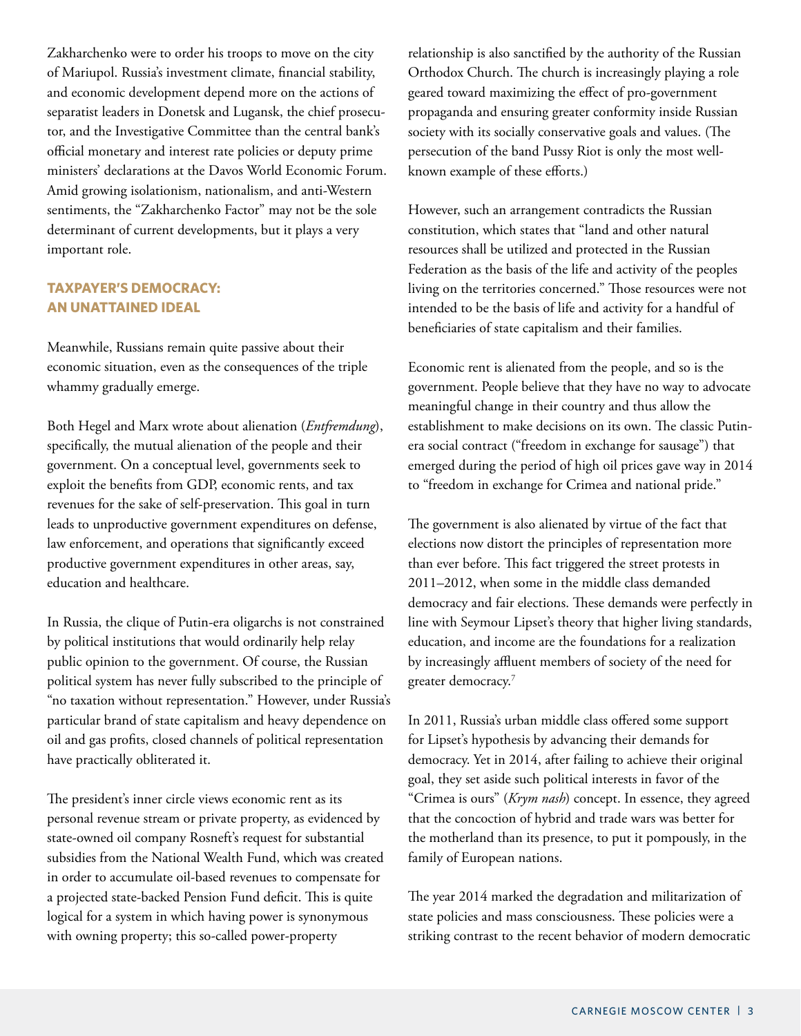Zakharchenko were to order his troops to move on the city of Mariupol. Russia's investment climate, financial stability, and economic development depend more on the actions of separatist leaders in Donetsk and Lugansk, the chief prosecutor, and the Investigative Committee than the central bank's official monetary and interest rate policies or deputy prime ministers' declarations at the Davos World Economic Forum. Amid growing isolationism, nationalism, and anti-Western sentiments, the "Zakharchenko Factor" may not be the sole determinant of current developments, but it plays a very important role.

## TAXPAYER'S DEMOCRACY: AN UNATTAINED IDEAL

Meanwhile, Russians remain quite passive about their economic situation, even as the consequences of the triple whammy gradually emerge.

Both Hegel and Marx wrote about alienation (*Entfremdung*), specifically, the mutual alienation of the people and their government. On a conceptual level, governments seek to exploit the benefits from GDP, economic rents, and tax revenues for the sake of self-preservation. This goal in turn leads to unproductive government expenditures on defense, law enforcement, and operations that significantly exceed productive government expenditures in other areas, say, education and healthcare.

In Russia, the clique of Putin-era oligarchs is not constrained by political institutions that would ordinarily help relay public opinion to the government. Of course, the Russian political system has never fully subscribed to the principle of "no taxation without representation." However, under Russia's particular brand of state capitalism and heavy dependence on oil and gas profits, closed channels of political representation have practically obliterated it.

The president's inner circle views economic rent as its personal revenue stream or private property, as evidenced by state-owned oil company Rosneft's request for substantial subsidies from the National Wealth Fund, which was created in order to accumulate oil-based revenues to compensate for a projected state-backed Pension Fund deficit. This is quite logical for a system in which having power is synonymous with owning property; this so-called power-property relationship is also sanctified by the authority of the Russian Orthodox Church. The church is increasingly playing a role geared toward maximizing the effect of pro-government propaganda and ensuring greater conformity inside Russian society with its socially conservative goals and values. (The persecution of the band Pussy Riot is only the most well-known example of these efforts.)

However, such an arrangement contradicts the Russian constitution, which states that "land and other natural resources shall be utilized and protected in the Russian Federation as the basis of the life and activity of the peoples living on the territories concerned." Those resources were not intended to be the basis of life and activity for a handful of beneficiaries of state capitalism and their families.

Economic rent is alienated from the people, and so is the government. People believe that they have no way to advocate meaningful change in their country and thus allow the establishment to make decisions on its own. The classic Putin-era social contract ("freedom in exchange for sausage") that emerged during the period of high oil prices gave way in 2014 to "freedom in exchange for Crimea and national pride."

The government is also alienated by virtue of the fact that elections now distort the principles of representation more than ever before. This fact triggered the street protests in 2011–2012, when some in the middle class demanded democracy and fair elections. These demands were perfectly in line with Seymour Lipset's theory that higher living standards, education, and income are the foundations for a realization by increasingly affluent members of society of the need for greater democracy.[7]

In 2011, Russia's urban middle class offered some support for Lipset's hypothesis by advancing their demands for democracy. Yet in 2014, after failing to achieve their original goal, they set aside such political interests in favor of the "Crimea is ours" (*Krym nash*) concept. In essence, they agreed that the concoction of hybrid and trade wars was better for the motherland than its presence, to put it pompously, in the family of European nations.

The year 2014 marked the degradation and militarization of state policies and mass consciousness. These policies were a striking contrast to the recent behavior of modern democratic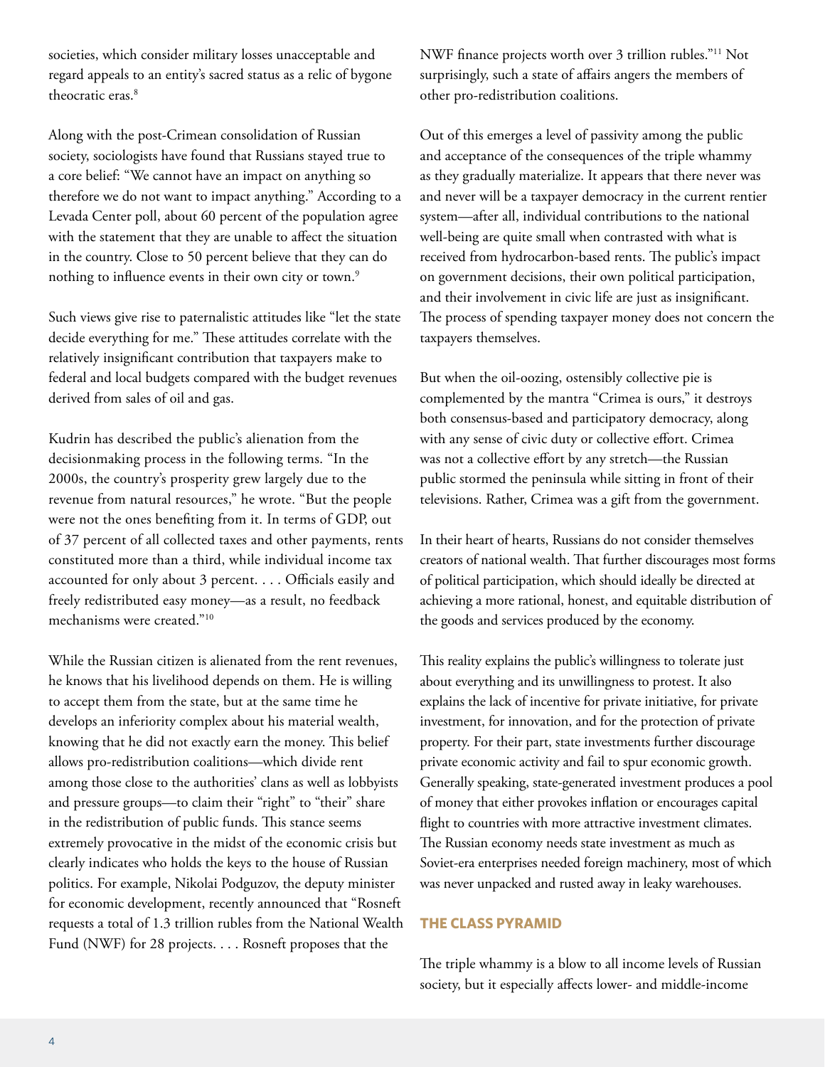societies, which consider military losses unacceptable and regard appeals to an entity's sacred status as a relic of bygone theocratic eras.[8]

Along with the post-Crimean consolidation of Russian society, sociologists have found that Russians stayed true to a core belief: "We cannot have an impact on anything so therefore we do not want to impact anything." According to a Levada Center poll, about 60 percent of the population agree with the statement that they are unable to affect the situation in the country. Close to 50 percent believe that they can do nothing to influence events in their own city or town.[9]

Such views give rise to paternalistic attitudes like "let the state decide everything for me." These attitudes correlate with the relatively insignificant contribution that taxpayers make to federal and local budgets compared with the budget revenues derived from sales of oil and gas.

Kudrin has described the public's alienation from the decisionmaking process in the following terms. "In the 2000s, the country's prosperity grew largely due to the revenue from natural resources," he wrote. "But the people were not the ones benefiting from it. In terms of GDP, out of 37 percent of all collected taxes and other payments, rents constituted more than a third, while individual income tax accounted for only about 3 percent. . . . Officials easily and freely redistributed easy money—as a result, no feedback mechanisms were created."[10]

While the Russian citizen is alienated from the rent revenues, he knows that his livelihood depends on them. He is willing to accept them from the state, but at the same time he develops an inferiority complex about his material wealth, knowing that he did not exactly earn the money. This belief allows pro-redistribution coalitions—which divide rent among those close to the authorities' clans as well as lobbyists and pressure groups—to claim their "right" to "their" share in the redistribution of public funds. This stance seems extremely provocative in the midst of the economic crisis but clearly indicates who holds the keys to the house of Russian politics. For example, Nikolai Podguzov, the deputy minister for economic development, recently announced that "Rosneft requests a total of 1.3 trillion rubles from the National Wealth Fund (NWF) for 28 projects. . . . Rosneft proposes that the NWF finance projects worth over 3 trillion rubles."[11] Not surprisingly, such a state of affairs angers the members of other pro-redistribution coalitions.

Out of this emerges a level of passivity among the public and acceptance of the consequences of the triple whammy as they gradually materialize. It appears that there never was and never will be a taxpayer democracy in the current rentier system—after all, individual contributions to the national well-being are quite small when contrasted with what is received from hydrocarbon-based rents. The public's impact on government decisions, their own political participation, and their involvement in civic life are just as insignificant. The process of spending taxpayer money does not concern the taxpayers themselves.

But when the oil-oozing, ostensibly collective pie is complemented by the mantra "Crimea is ours," it destroys both consensus-based and participatory democracy, along with any sense of civic duty or collective effort. Crimea was not a collective effort by any stretch—the Russian public stormed the peninsula while sitting in front of their televisions. Rather, Crimea was a gift from the government.

In their heart of hearts, Russians do not consider themselves creators of national wealth. That further discourages most forms of political participation, which should ideally be directed at achieving a more rational, honest, and equitable distribution of the goods and services produced by the economy.

This reality explains the public's willingness to tolerate just about everything and its unwillingness to protest. It also explains the lack of incentive for private initiative, for private investment, for innovation, and for the protection of private property. For their part, state investments further discourage private economic activity and fail to spur economic growth. Generally speaking, state-generated investment produces a pool of money that either provokes inflation or encourages capital flight to countries with more attractive investment climates. The Russian economy needs state investment as much as Soviet-era enterprises needed foreign machinery, most of which was never unpacked and rusted away in leaky warehouses.

## THE CLASS PYRAMID

The triple whammy is a blow to all income levels of Russian society, but it especially affects lower- and middle-income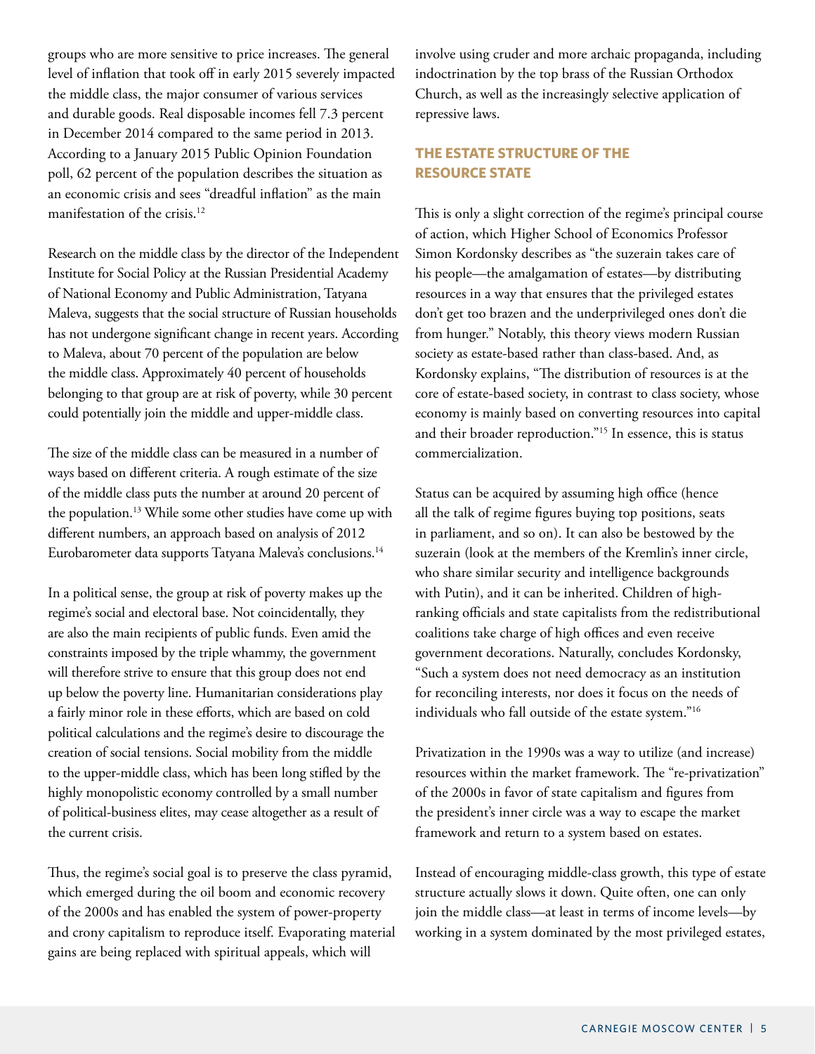groups who are more sensitive to price increases. The general level of inflation that took off in early 2015 severely impacted the middle class, the major consumer of various services and durable goods. Real disposable incomes fell 7.3 percent in December 2014 compared to the same period in 2013. According to a January 2015 Public Opinion Foundation poll, 62 percent of the population describes the situation as an economic crisis and sees "dreadful inflation" as the main manifestation of the crisis.[12]

Research on the middle class by the director of the Independent Institute for Social Policy at the Russian Presidential Academy of National Economy and Public Administration, Tatyana Maleva, suggests that the social structure of Russian households has not undergone significant change in recent years. According to Maleva, about 70 percent of the population are below the middle class. Approximately 40 percent of households belonging to that group are at risk of poverty, while 30 percent could potentially join the middle and upper-middle class.

The size of the middle class can be measured in a number of ways based on different criteria. A rough estimate of the size of the middle class puts the number at around 20 percent of the population.[13] While some other studies have come up with different numbers, an approach based on analysis of 2012 Eurobarometer data supports Tatyana Maleva's conclusions.[14]

In a political sense, the group at risk of poverty makes up the regime's social and electoral base. Not coincidentally, they are also the main recipients of public funds. Even amid the constraints imposed by the triple whammy, the government will therefore strive to ensure that this group does not end up below the poverty line. Humanitarian considerations play a fairly minor role in these efforts, which are based on cold political calculations and the regime's desire to discourage the creation of social tensions. Social mobility from the middle to the upper-middle class, which has been long stifled by the highly monopolistic economy controlled by a small number of political-business elites, may cease altogether as a result of the current crisis.

Thus, the regime's social goal is to preserve the class pyramid, which emerged during the oil boom and economic recovery of the 2000s and has enabled the system of power-property and crony capitalism to reproduce itself. Evaporating material gains are being replaced with spiritual appeals, which will involve using cruder and more archaic propaganda, including indoctrination by the top brass of the Russian Orthodox Church, as well as the increasingly selective application of repressive laws.

## THE ESTATE STRUCTURE OF THE RESOURCE STATE

This is only a slight correction of the regime's principal course of action, which Higher School of Economics Professor Simon Kordonsky describes as "the suzerain takes care of his people—the amalgamation of estates—by distributing resources in a way that ensures that the privileged estates don't get too brazen and the underprivileged ones don't die from hunger." Notably, this theory views modern Russian society as estate-based rather than class-based. And, as Kordonsky explains, "The distribution of resources is at the core of estate-based society, in contrast to class society, whose economy is mainly based on converting resources into capital and their broader reproduction."[15] In essence, this is status commercialization.

Status can be acquired by assuming high office (hence all the talk of regime figures buying top positions, seats in parliament, and so on). It can also be bestowed by the suzerain (look at the members of the Kremlin's inner circle, who share similar security and intelligence backgrounds with Putin), and it can be inherited. Children of high-ranking officials and state capitalists from the redistributional coalitions take charge of high offices and even receive government decorations. Naturally, concludes Kordonsky, "Such a system does not need democracy as an institution for reconciling interests, nor does it focus on the needs of individuals who fall outside of the estate system."[16]

Privatization in the 1990s was a way to utilize (and increase) resources within the market framework. The "re-privatization" of the 2000s in favor of state capitalism and figures from the president's inner circle was a way to escape the market framework and return to a system based on estates.

Instead of encouraging middle-class growth, this type of estate structure actually slows it down. Quite often, one can only join the middle class—at least in terms of income levels—by working in a system dominated by the most privileged estates,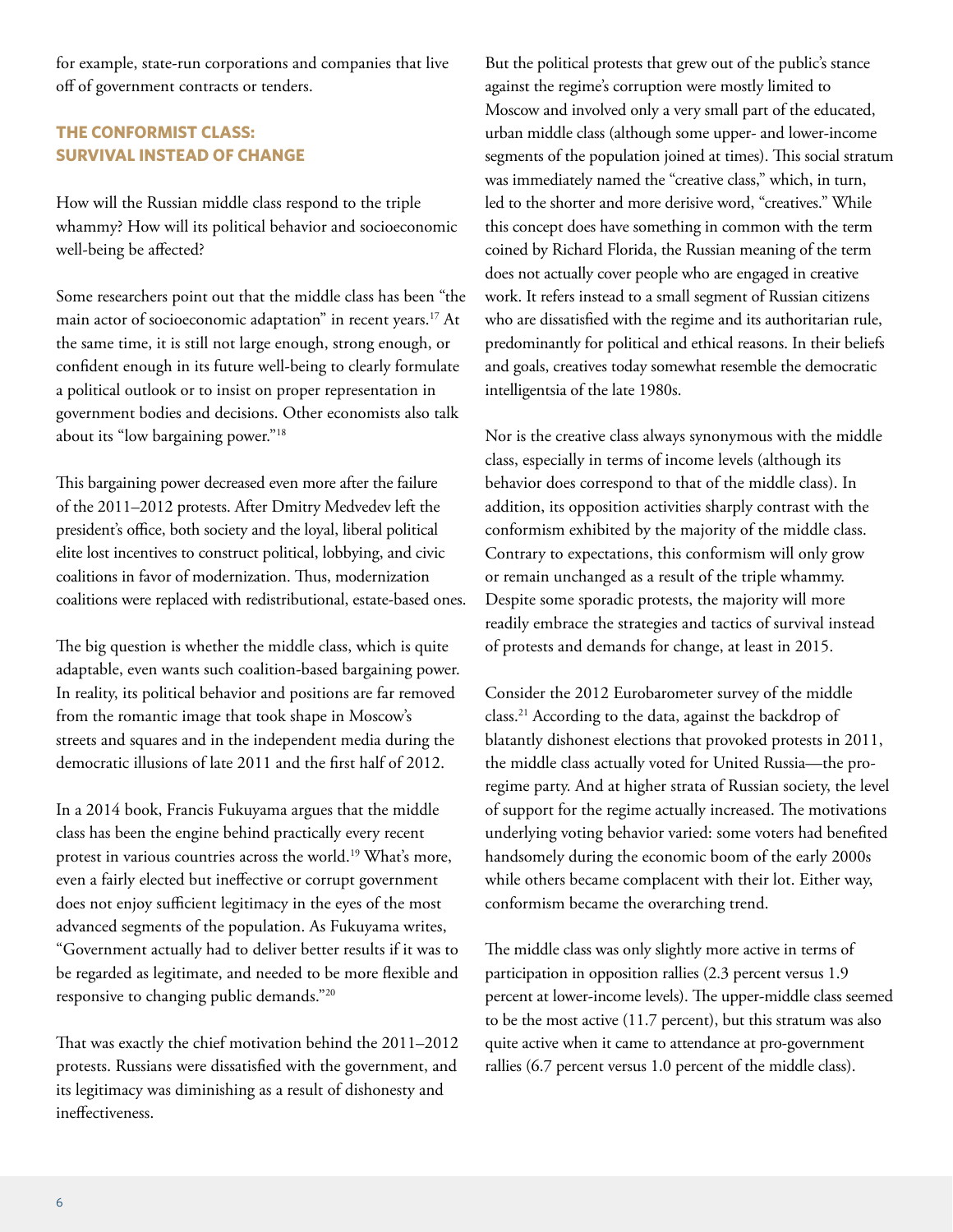for example, state-run corporations and companies that live off of government contracts or tenders.

## THE CONFORMIST CLASS: SURVIVAL INSTEAD OF CHANGE

How will the Russian middle class respond to the triple whammy? How will its political behavior and socioeconomic well-being be affected?

Some researchers point out that the middle class has been "the main actor of socioeconomic adaptation" in recent years.[17] At the same time, it is still not large enough, strong enough, or confident enough in its future well-being to clearly formulate a political outlook or to insist on proper representation in government bodies and decisions. Other economists also talk about its "low bargaining power."[18]

This bargaining power decreased even more after the failure of the 2011–2012 protests. After Dmitry Medvedev left the president's office, both society and the loyal, liberal political elite lost incentives to construct political, lobbying, and civic coalitions in favor of modernization. Thus, modernization coalitions were replaced with redistributional, estate-based ones.

The big question is whether the middle class, which is quite adaptable, even wants such coalition-based bargaining power. In reality, its political behavior and positions are far removed from the romantic image that took shape in Moscow's streets and squares and in the independent media during the democratic illusions of late 2011 and the first half of 2012.

In a 2014 book, Francis Fukuyama argues that the middle class has been the engine behind practically every recent protest in various countries across the world.[19] What's more, even a fairly elected but ineffective or corrupt government does not enjoy sufficient legitimacy in the eyes of the most advanced segments of the population. As Fukuyama writes, "Government actually had to deliver better results if it was to be regarded as legitimate, and needed to be more flexible and responsive to changing public demands."[20]

That was exactly the chief motivation behind the 2011–2012 protests. Russians were dissatisfied with the government, and its legitimacy was diminishing as a result of dishonesty and ineffectiveness.

But the political protests that grew out of the public's stance against the regime's corruption were mostly limited to Moscow and involved only a very small part of the educated, urban middle class (although some upper- and lower-income segments of the population joined at times). This social stratum was immediately named the "creative class," which, in turn, led to the shorter and more derisive word, "creatives." While this concept does have something in common with the term coined by Richard Florida, the Russian meaning of the term does not actually cover people who are engaged in creative work. It refers instead to a small segment of Russian citizens who are dissatisfied with the regime and its authoritarian rule, predominantly for political and ethical reasons. In their beliefs and goals, creatives today somewhat resemble the democratic intelligentsia of the late 1980s.

Nor is the creative class always synonymous with the middle class, especially in terms of income levels (although its behavior does correspond to that of the middle class). In addition, its opposition activities sharply contrast with the conformism exhibited by the majority of the middle class. Contrary to expectations, this conformism will only grow or remain unchanged as a result of the triple whammy. Despite some sporadic protests, the majority will more readily embrace the strategies and tactics of survival instead of protests and demands for change, at least in 2015.

Consider the 2012 Eurobarometer survey of the middle class.[21] According to the data, against the backdrop of blatantly dishonest elections that provoked protests in 2011, the middle class actually voted for United Russia—the pro-regime party. And at higher strata of Russian society, the level of support for the regime actually increased. The motivations underlying voting behavior varied: some voters had benefited handsomely during the economic boom of the early 2000s while others became complacent with their lot. Either way, conformism became the overarching trend.

The middle class was only slightly more active in terms of participation in opposition rallies (2.3 percent versus 1.9 percent at lower-income levels). The upper-middle class seemed to be the most active (11.7 percent), but this stratum was also quite active when it came to attendance at pro-government rallies (6.7 percent versus 1.0 percent of the middle class).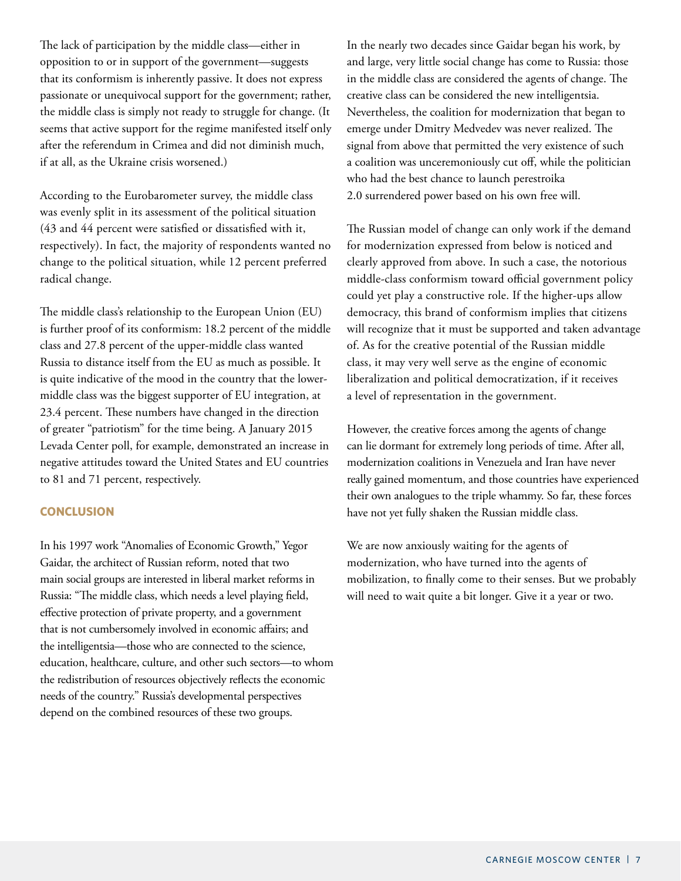The lack of participation by the middle class—either in opposition to or in support of the government—suggests that its conformism is inherently passive. It does not express passionate or unequivocal support for the government; rather, the middle class is simply not ready to struggle for change. (It seems that active support for the regime manifested itself only after the referendum in Crimea and did not diminish much, if at all, as the Ukraine crisis worsened.)

According to the Eurobarometer survey, the middle class was evenly split in its assessment of the political situation (43 and 44 percent were satisfied or dissatisfied with it, respectively). In fact, the majority of respondents wanted no change to the political situation, while 12 percent preferred radical change.

The middle class's relationship to the European Union (EU) is further proof of its conformism: 18.2 percent of the middle class and 27.8 percent of the upper-middle class wanted Russia to distance itself from the EU as much as possible. It is quite indicative of the mood in the country that the lower-middle class was the biggest supporter of EU integration, at 23.4 percent. These numbers have changed in the direction of greater "patriotism" for the time being. A January 2015 Levada Center poll, for example, demonstrated an increase in negative attitudes toward the United States and EU countries to 81 and 71 percent, respectively.

## CONCLUSION

In his 1997 work "Anomalies of Economic Growth," Yegor Gaidar, the architect of Russian reform, noted that two main social groups are interested in liberal market reforms in Russia: "The middle class, which needs a level playing field, effective protection of private property, and a government that is not cumbersomely involved in economic affairs; and the intelligentsia—those who are connected to the science, education, healthcare, culture, and other such sectors—to whom the redistribution of resources objectively reflects the economic needs of the country." Russia's developmental perspectives depend on the combined resources of these two groups.

In the nearly two decades since Gaidar began his work, by and large, very little social change has come to Russia: those in the middle class are considered the agents of change. The creative class can be considered the new intelligentsia. Nevertheless, the coalition for modernization that began to emerge under Dmitry Medvedev was never realized. The signal from above that permitted the very existence of such a coalition was unceremoniously cut off, while the politician who had the best chance to launch perestroika 2.0 surrendered power based on his own free will.

The Russian model of change can only work if the demand for modernization expressed from below is noticed and clearly approved from above. In such a case, the notorious middle-class conformism toward official government policy could yet play a constructive role. If the higher-ups allow democracy, this brand of conformism implies that citizens will recognize that it must be supported and taken advantage of. As for the creative potential of the Russian middle class, it may very well serve as the engine of economic liberalization and political democratization, if it receives a level of representation in the government.

However, the creative forces among the agents of change can lie dormant for extremely long periods of time. After all, modernization coalitions in Venezuela and Iran have never really gained momentum, and those countries have experienced their own analogues to the triple whammy. So far, these forces have not yet fully shaken the Russian middle class.

We are now anxiously waiting for the agents of modernization, who have turned into the agents of mobilization, to finally come to their senses. But we probably will need to wait quite a bit longer. Give it a year or two.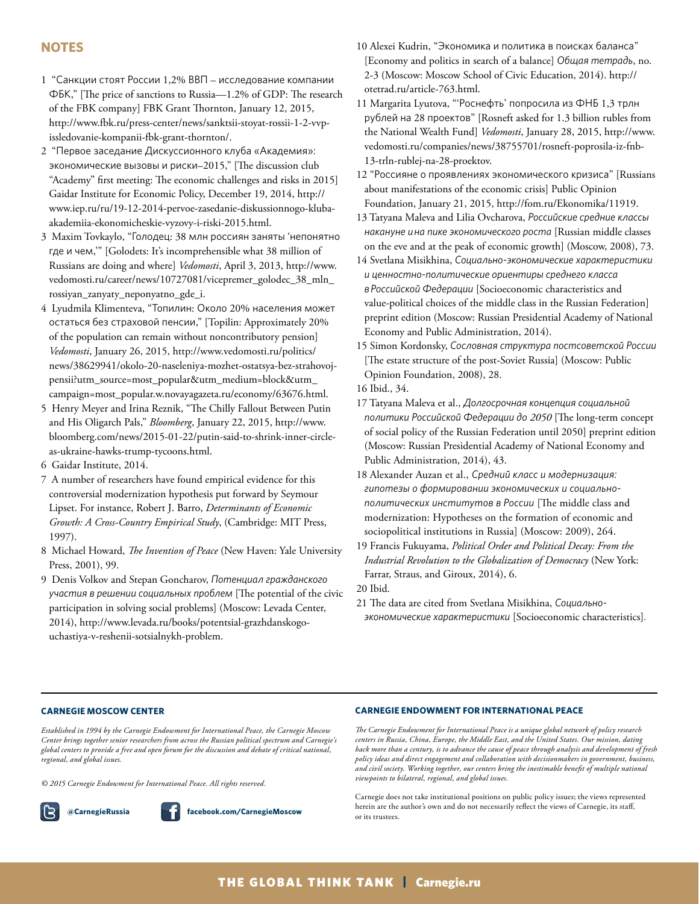## NOTES

1. "Санкции стоят России 1,2% ВВП – исследование компании ФБК," [The price of sanctions to Russia—1.2% of GDP: The research of the FBK company] FBK Grant Thornton, January 12, 2015, http://www.fbk.ru/press-center/news/sanktsii-stoyat-rossii-1-2-vvp-issledovanie-kompanii-fbk-grant-thornton/.
2. "Первое заседание Дискуссионного клуба «Академия»: экономические вызовы и риски–2015," [The discussion club "Academy" first meeting: The economic challenges and risks in 2015] Gaidar Institute for Economic Policy, December 19, 2014, http://www.iep.ru/ru/19-12-2014-pervoe-zasedanie-diskussionnogo-kluba-akademiia-ekonomicheskie-vyzovy-i-riski-2015.html.
3. Maxim Tovkaylo, "Голодец: 38 млн россиян заняты 'непонятно где и чем,'" [Golodets: It's incomprehensible what 38 million of Russians are doing and where] *Vedomosti*, April 3, 2013, http://www.vedomosti.ru/career/news/10727081/vicepremer_golodec_38_mln_rossiyan_zanyaty_neponyatno_gde_i.
4. Lyudmila Klimenteva, "Топилин: Около 20% населения может остаться без страховой пенсии," [Topilin: Approximately 20% of the population can remain without noncontributory pension] *Vedomosti*, January 26, 2015, http://www.vedomosti.ru/politics/news/38629941/okolo-20-naseleniya-mozhet-ostatsya-bez-strahovoj-pensii?utm_source=most_popular&utm_medium=block&utm_campaign=most_popular.w.novayagazeta.ru/economy/63676.html.
5. Henry Meyer and Irina Reznik, "The Chilly Fallout Between Putin and His Oligarch Pals," *Bloomberg*, January 22, 2015, http://www.bloomberg.com/news/2015-01-22/putin-said-to-shrink-inner-circle-as-ukraine-hawks-trump-tycoons.html.
6. Gaidar Institute, 2014.
7. A number of researchers have found empirical evidence for this controversial modernization hypothesis put forward by Seymour Lipset. For instance, Robert J. Barro, *Determinants of Economic Growth: A Cross-Country Empirical Study*, (Cambridge: MIT Press, 1997).
8. Michael Howard, *The Invention of Peace* (New Haven: Yale University Press, 2001), 99.
9. Denis Volkov and Stepan Goncharov, *Потенциал гражданского участия в решении социальных проблем* [The potential of the civic participation in solving social problems] (Moscow: Levada Center, 2014), http://www.levada.ru/books/potentsial-grazhdanskogo-uchastiya-v-reshenii-sotsialnykh-problem.
10. Alexei Kudrin, "Экономика и политика в поисках баланса" [Economy and politics in search of a balance] *Общая тетрадь*, no. 2-3 (Moscow: Moscow School of Civic Education, 2014). http://otetrad.ru/article-763.html.
11. Margarita Lyutova, "'Роснефть' попросила из ФНБ 1,3 трлн рублей на 28 проектов" [Rosneft asked for 1.3 billion rubles from the National Wealth Fund] *Vedomosti*, January 28, 2015, http://www.vedomosti.ru/companies/news/38755701/rosneft-poprosila-iz-fnb-13-trln-rublej-na-28-proektov.
12. "Россияне о проявлениях экономического кризиса" [Russians about manifestations of the economic crisis] Public Opinion Foundation, January 21, 2015, http://fom.ru/Ekonomika/11919.
13. Tatyana Maleva and Lilia Ovcharova, *Российские средние классы накануне и на пике экономического роста* [Russian middle classes on the eve and at the peak of economic growth] (Moscow, 2008), 73.
14. Svetlana Misikhina, *Социально-экономические характеристики и ценностно-политические ориентиры среднего класса в Российской Федерации* [Socioeconomic characteristics and value-political choices of the middle class in the Russian Federation] preprint edition (Moscow: Russian Presidential Academy of National Economy and Public Administration, 2014).
15. Simon Kordonsky, *Сословная структура постсоветской России* [The estate structure of the post-Soviet Russia] (Moscow: Public Opinion Foundation, 2008), 28.
16. Ibid., 34.
17. Tatyana Maleva et al., *Долгосрочная концепция социальной политики Российской Федерации до 2050* [The long-term concept of social policy of the Russian Federation until 2050] preprint edition (Moscow: Russian Presidential Academy of National Economy and Public Administration, 2014), 43.
18. Alexander Auzan et al., *Средний класс и модернизация: гипотезы о формировании экономических и социально-политических институтов в России* [The middle class and modernization: Hypotheses on the formation of economic and sociopolitical institutions in Russia] (Moscow: 2009), 264.
19. Francis Fukuyama, *Political Order and Political Decay: From the Industrial Revolution to the Globalization of Democracy* (New York: Farrar, Straus, and Giroux, 2014), 6.
20. Ibid.
21. The data are cited from Svetlana Misikhina, *Социально-экономические характеристики* [Socioeconomic characteristics].

### CARNEGIE MOSCOW CENTER

*Established in 1994 by the Carnegie Endowment for International Peace, the Carnegie Moscow Center brings together senior researchers from across the Russian political spectrum and Carnegie's global centers to provide a free and open forum for the discussion and debate of critical national, regional, and global issues.*

*© 2015 Carnegie Endowment for International Peace. All rights reserved.*

**@CarnegieRussia** **facebook.com/CarnegieMoscow**

### CARNEGIE ENDOWMENT FOR INTERNATIONAL PEACE

*The Carnegie Endowment for International Peace is a unique global network of policy research centers in Russia, China, Europe, the Middle East, and the United States. Our mission, dating back more than a century, is to advance the cause of peace through analysis and development of fresh policy ideas and direct engagement and collaboration with decisionmakers in government, business, and civil society. Working together, our centers bring the inestimable benefit of multiple national viewpoints to bilateral, regional, and global issues.*

Carnegie does not take institutional positions on public policy issues; the views represented herein are the author's own and do not necessarily reflect the views of Carnegie, its staff, or its trustees.

**THE GLOBAL THINK TANK | Carnegie.ru**